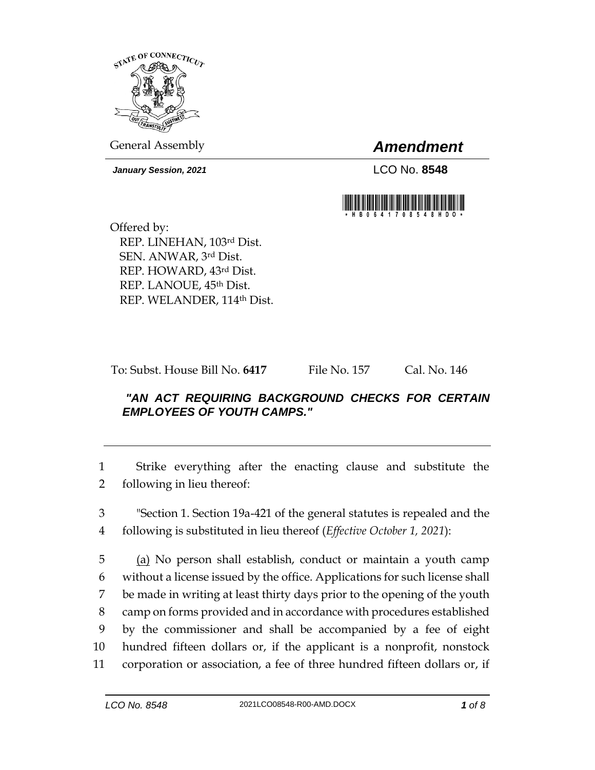General Assembly

# *Amendment*

***January Session, 2021***

LCO No. **8548**

\*HB0641708548HDO\*

Offered by:
REP. LINEHAN, 103rd Dist.
SEN. ANWAR, 3rd Dist.
REP. HOWARD, 43rd Dist.
REP. LANOUE, 45th Dist.
REP. WELANDER, 114th Dist.

To: Subst. House Bill No. **6417** File No. 157 Cal. No. 146

***"AN ACT REQUIRING BACKGROUND CHECKS FOR CERTAIN EMPLOYEES OF YOUTH CAMPS."***

---

1 Strike everything after the enacting clause and substitute the
2 following in lieu thereof:

3 "Section 1. Section 19a-421 of the general statutes is repealed and the
4 following is substituted in lieu thereof (*Effective October 1, 2021*):

5 <u>(a)</u> No person shall establish, conduct or maintain a youth camp
6 without a license issued by the office. Applications for such license shall
7 be made in writing at least thirty days prior to the opening of the youth
8 camp on forms provided and in accordance with procedures established
9 by the commissioner and shall be accompanied by a fee of eight
10 hundred fifteen dollars or, if the applicant is a nonprofit, nonstock
11 corporation or association, a fee of three hundred fifteen dollars or, if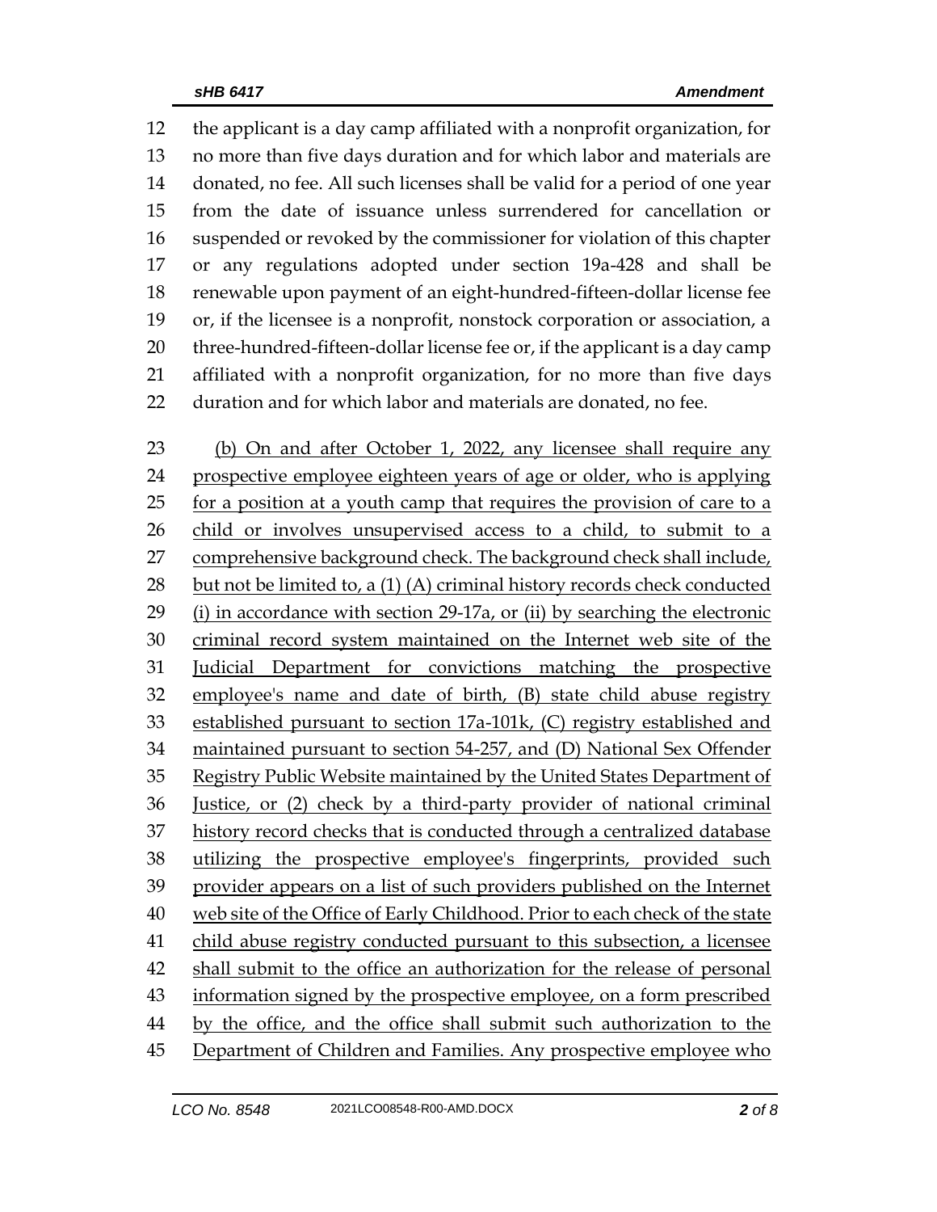the applicant is a day camp affiliated with a nonprofit organization, for no more than five days duration and for which labor and materials are donated, no fee. All such licenses shall be valid for a period of one year from the date of issuance unless surrendered for cancellation or suspended or revoked by the commissioner for violation of this chapter or any regulations adopted under section 19a-428 and shall be renewable upon payment of an eight-hundred-fifteen-dollar license fee or, if the licensee is a nonprofit, nonstock corporation or association, a three-hundred-fifteen-dollar license fee or, if the applicant is a day camp affiliated with a nonprofit organization, for no more than five days duration and for which labor and materials are donated, no fee.

(b) On and after October 1, 2022, any licensee shall require any prospective employee eighteen years of age or older, who is applying for a position at a youth camp that requires the provision of care to a child or involves unsupervised access to a child, to submit to a comprehensive background check. The background check shall include, but not be limited to, a (1) (A) criminal history records check conducted (i) in accordance with section 29-17a, or (ii) by searching the electronic criminal record system maintained on the Internet web site of the Judicial Department for convictions matching the prospective employee's name and date of birth, (B) state child abuse registry established pursuant to section 17a-101k, (C) registry established and maintained pursuant to section 54-257, and (D) National Sex Offender Registry Public Website maintained by the United States Department of Justice, or (2) check by a third-party provider of national criminal history record checks that is conducted through a centralized database utilizing the prospective employee's fingerprints, provided such provider appears on a list of such providers published on the Internet web site of the Office of Early Childhood. Prior to each check of the state child abuse registry conducted pursuant to this subsection, a licensee shall submit to the office an authorization for the release of personal information signed by the prospective employee, on a form prescribed by the office, and the office shall submit such authorization to the Department of Children and Families. Any prospective employee who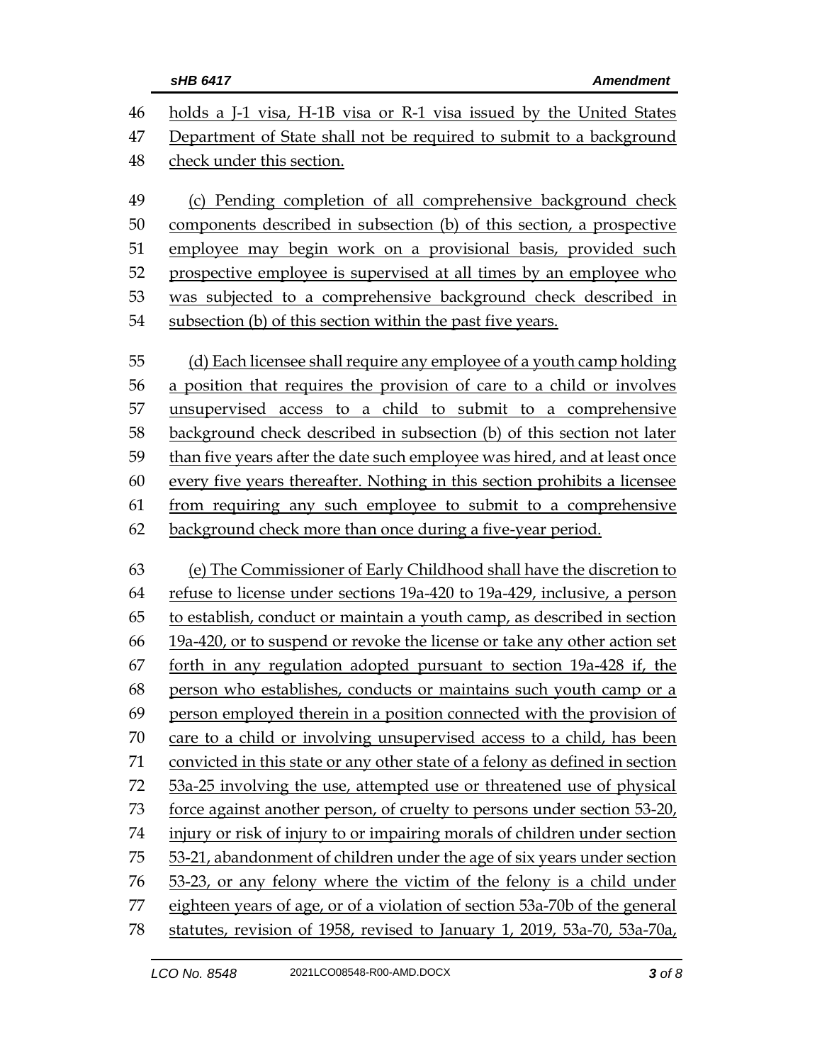46 holds a J-1 visa, H-1B visa or R-1 visa issued by the United States
47 Department of State shall not be required to submit to a background
48 check under this section.

49 (c) Pending completion of all comprehensive background check
50 components described in subsection (b) of this section, a prospective
51 employee may begin work on a provisional basis, provided such
52 prospective employee is supervised at all times by an employee who
53 was subjected to a comprehensive background check described in
54 subsection (b) of this section within the past five years.

55 (d) Each licensee shall require any employee of a youth camp holding
56 a position that requires the provision of care to a child or involves
57 unsupervised access to a child to submit to a comprehensive
58 background check described in subsection (b) of this section not later
59 than five years after the date such employee was hired, and at least once
60 every five years thereafter. Nothing in this section prohibits a licensee
61 from requiring any such employee to submit to a comprehensive
62 background check more than once during a five-year period.

63 (e) The Commissioner of Early Childhood shall have the discretion to
64 refuse to license under sections 19a-420 to 19a-429, inclusive, a person
65 to establish, conduct or maintain a youth camp, as described in section
66 19a-420, or to suspend or revoke the license or take any other action set
67 forth in any regulation adopted pursuant to section 19a-428 if, the
68 person who establishes, conducts or maintains such youth camp or a
69 person employed therein in a position connected with the provision of
70 care to a child or involving unsupervised access to a child, has been
71 convicted in this state or any other state of a felony as defined in section
72 53a-25 involving the use, attempted use or threatened use of physical
73 force against another person, of cruelty to persons under section 53-20,
74 injury or risk of injury to or impairing morals of children under section
75 53-21, abandonment of children under the age of six years under section
76 53-23, or any felony where the victim of the felony is a child under
77 eighteen years of age, or of a violation of section 53a-70b of the general
78 statutes, revision of 1958, revised to January 1, 2019, 53a-70, 53a-70a,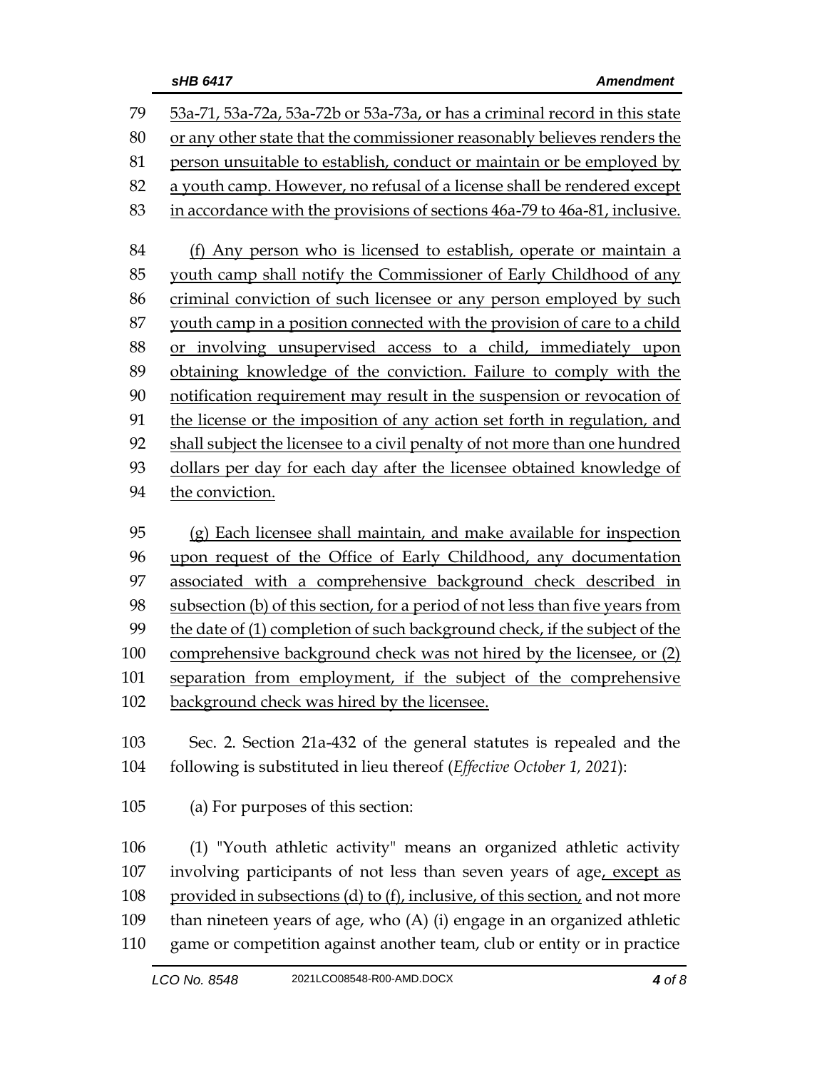53a-71, 53a-72a, 53a-72b or 53a-73a, or has a criminal record in this state or any other state that the commissioner reasonably believes renders the person unsuitable to establish, conduct or maintain or be employed by a youth camp. However, no refusal of a license shall be rendered except in accordance with the provisions of sections 46a-79 to 46a-81, inclusive.

(f) Any person who is licensed to establish, operate or maintain a youth camp shall notify the Commissioner of Early Childhood of any criminal conviction of such licensee or any person employed by such youth camp in a position connected with the provision of care to a child or involving unsupervised access to a child, immediately upon obtaining knowledge of the conviction. Failure to comply with the notification requirement may result in the suspension or revocation of the license or the imposition of any action set forth in regulation, and shall subject the licensee to a civil penalty of not more than one hundred dollars per day for each day after the licensee obtained knowledge of the conviction.

(g) Each licensee shall maintain, and make available for inspection upon request of the Office of Early Childhood, any documentation associated with a comprehensive background check described in subsection (b) of this section, for a period of not less than five years from the date of (1) completion of such background check, if the subject of the comprehensive background check was not hired by the licensee, or (2) separation from employment, if the subject of the comprehensive background check was hired by the licensee.

Sec. 2. Section 21a-432 of the general statutes is repealed and the following is substituted in lieu thereof (*Effective October 1, 2021*):

(a) For purposes of this section:

(1) "Youth athletic activity" means an organized athletic activity involving participants of not less than seven years of age, except as provided in subsections (d) to (f), inclusive, of this section, and not more than nineteen years of age, who (A) (i) engage in an organized athletic game or competition against another team, club or entity or in practice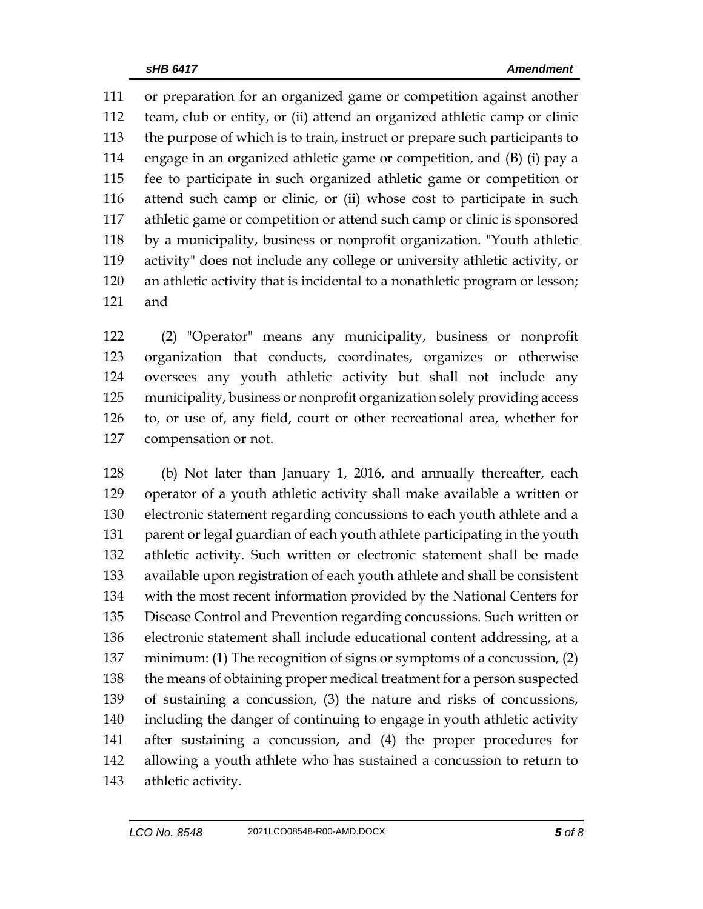or preparation for an organized game or competition against another team, club or entity, or (ii) attend an organized athletic camp or clinic the purpose of which is to train, instruct or prepare such participants to engage in an organized athletic game or competition, and (B) (i) pay a fee to participate in such organized athletic game or competition or attend such camp or clinic, or (ii) whose cost to participate in such athletic game or competition or attend such camp or clinic is sponsored by a municipality, business or nonprofit organization. "Youth athletic activity" does not include any college or university athletic activity, or an athletic activity that is incidental to a nonathletic program or lesson; and

(2) "Operator" means any municipality, business or nonprofit organization that conducts, coordinates, organizes or otherwise oversees any youth athletic activity but shall not include any municipality, business or nonprofit organization solely providing access to, or use of, any field, court or other recreational area, whether for compensation or not.

(b) Not later than January 1, 2016, and annually thereafter, each operator of a youth athletic activity shall make available a written or electronic statement regarding concussions to each youth athlete and a parent or legal guardian of each youth athlete participating in the youth athletic activity. Such written or electronic statement shall be made available upon registration of each youth athlete and shall be consistent with the most recent information provided by the National Centers for Disease Control and Prevention regarding concussions. Such written or electronic statement shall include educational content addressing, at a minimum: (1) The recognition of signs or symptoms of a concussion, (2) the means of obtaining proper medical treatment for a person suspected of sustaining a concussion, (3) the nature and risks of concussions, including the danger of continuing to engage in youth athletic activity after sustaining a concussion, and (4) the proper procedures for allowing a youth athlete who has sustained a concussion to return to athletic activity.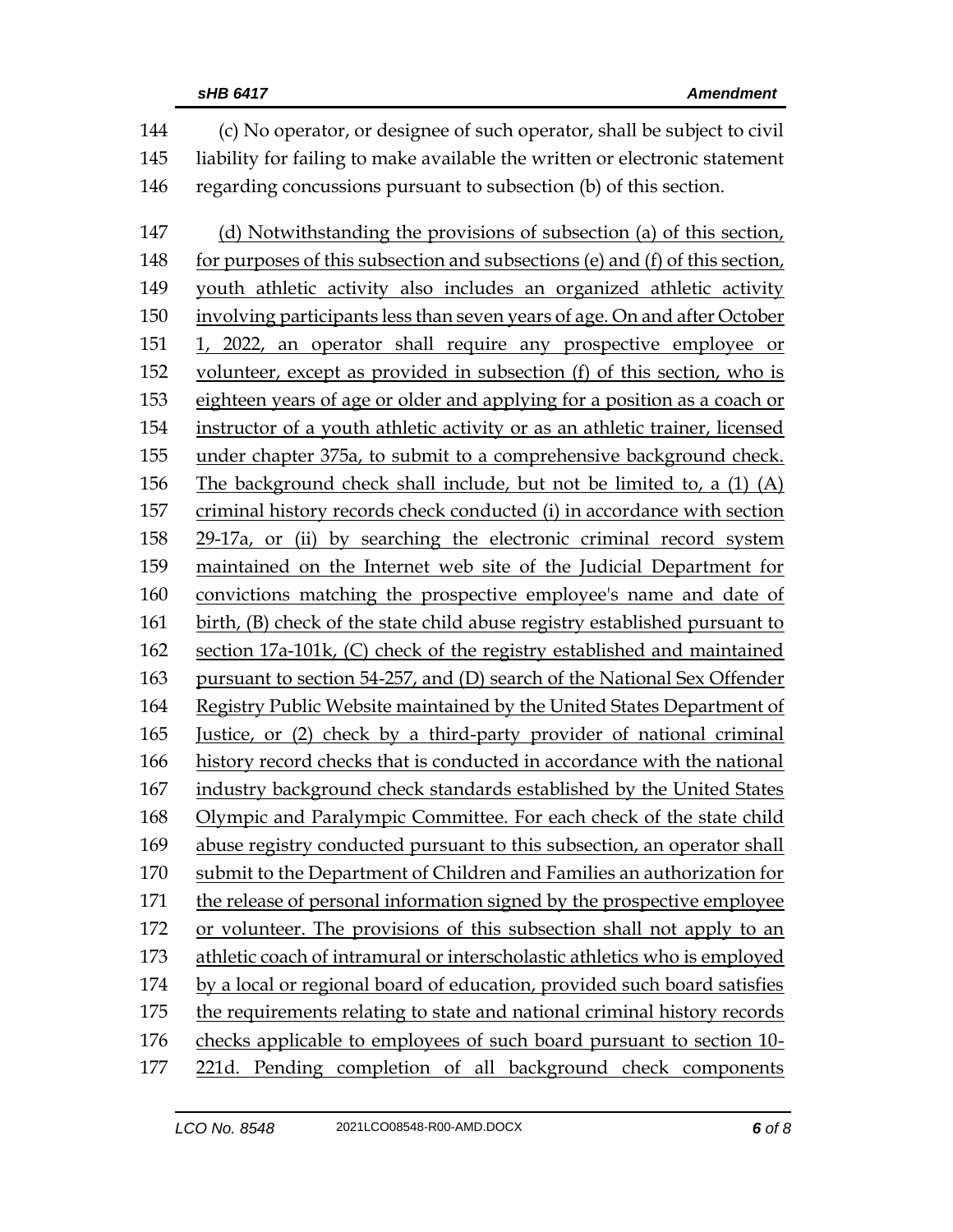(c) No operator, or designee of such operator, shall be subject to civil liability for failing to make available the written or electronic statement regarding concussions pursuant to subsection (b) of this section.

(d) Notwithstanding the provisions of subsection (a) of this section, for purposes of this subsection and subsections (e) and (f) of this section, youth athletic activity also includes an organized athletic activity involving participants less than seven years of age. On and after October 1, 2022, an operator shall require any prospective employee or volunteer, except as provided in subsection (f) of this section, who is eighteen years of age or older and applying for a position as a coach or instructor of a youth athletic activity or as an athletic trainer, licensed under chapter 375a, to submit to a comprehensive background check. The background check shall include, but not be limited to, a (1) (A) criminal history records check conducted (i) in accordance with section 29-17a, or (ii) by searching the electronic criminal record system maintained on the Internet web site of the Judicial Department for convictions matching the prospective employee's name and date of birth, (B) check of the state child abuse registry established pursuant to section 17a-101k, (C) check of the registry established and maintained pursuant to section 54-257, and (D) search of the National Sex Offender Registry Public Website maintained by the United States Department of Justice, or (2) check by a third-party provider of national criminal history record checks that is conducted in accordance with the national industry background check standards established by the United States Olympic and Paralympic Committee. For each check of the state child abuse registry conducted pursuant to this subsection, an operator shall submit to the Department of Children and Families an authorization for the release of personal information signed by the prospective employee or volunteer. The provisions of this subsection shall not apply to an athletic coach of intramural or interscholastic athletics who is employed by a local or regional board of education, provided such board satisfies the requirements relating to state and national criminal history records checks applicable to employees of such board pursuant to section 10-221d. Pending completion of all background check components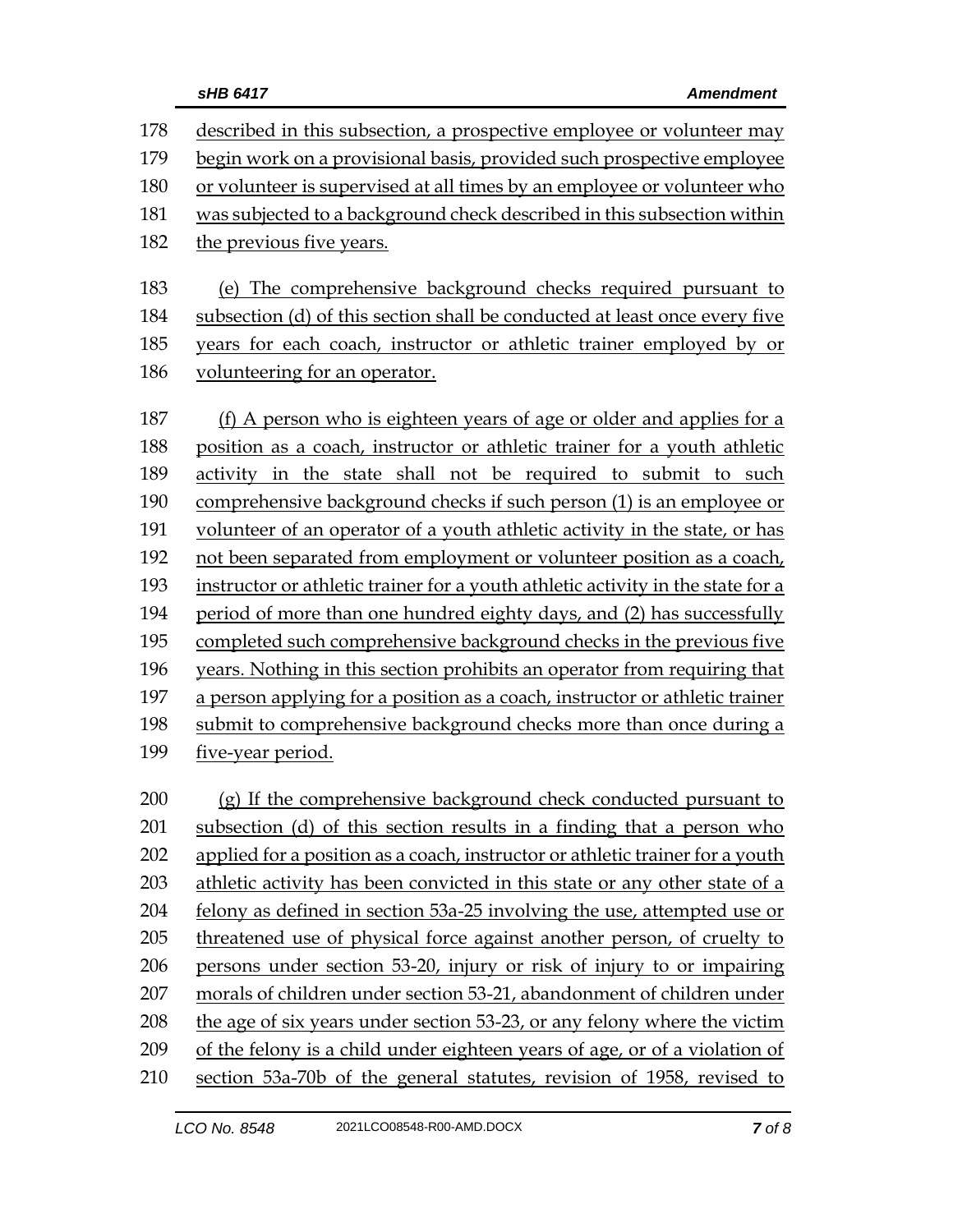described in this subsection, a prospective employee or volunteer may begin work on a provisional basis, provided such prospective employee or volunteer is supervised at all times by an employee or volunteer who was subjected to a background check described in this subsection within the previous five years.

(e) The comprehensive background checks required pursuant to subsection (d) of this section shall be conducted at least once every five years for each coach, instructor or athletic trainer employed by or volunteering for an operator.

(f) A person who is eighteen years of age or older and applies for a position as a coach, instructor or athletic trainer for a youth athletic activity in the state shall not be required to submit to such comprehensive background checks if such person (1) is an employee or volunteer of an operator of a youth athletic activity in the state, or has not been separated from employment or volunteer position as a coach, instructor or athletic trainer for a youth athletic activity in the state for a period of more than one hundred eighty days, and (2) has successfully completed such comprehensive background checks in the previous five years. Nothing in this section prohibits an operator from requiring that a person applying for a position as a coach, instructor or athletic trainer submit to comprehensive background checks more than once during a five-year period.

(g) If the comprehensive background check conducted pursuant to subsection (d) of this section results in a finding that a person who applied for a position as a coach, instructor or athletic trainer for a youth athletic activity has been convicted in this state or any other state of a felony as defined in section 53a-25 involving the use, attempted use or threatened use of physical force against another person, of cruelty to persons under section 53-20, injury or risk of injury to or impairing morals of children under section 53-21, abandonment of children under the age of six years under section 53-23, or any felony where the victim of the felony is a child under eighteen years of age, or of a violation of section 53a-70b of the general statutes, revision of 1958, revised to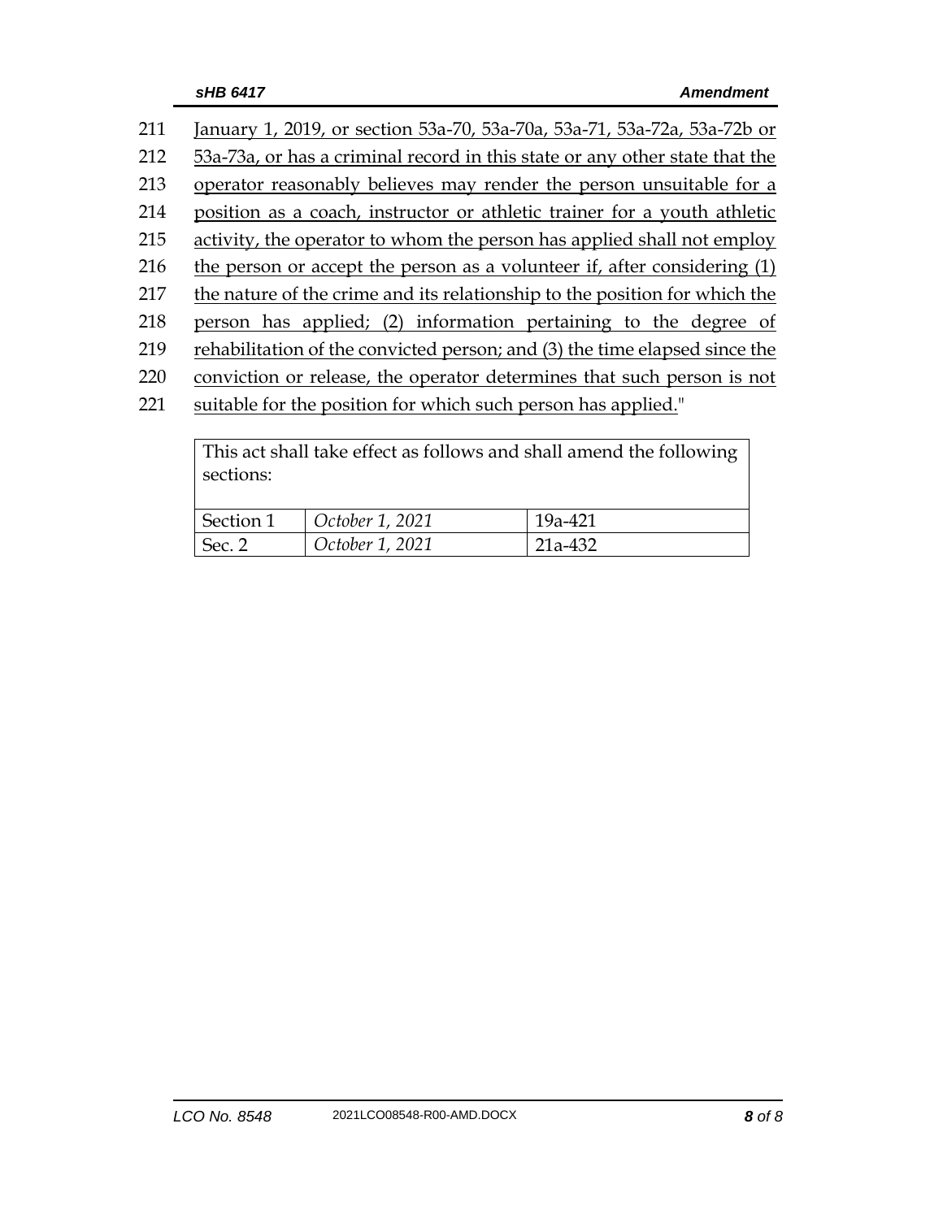211 January 1, 2019, or section 53a-70, 53a-70a, 53a-71, 53a-72a, 53a-72b or
212 53a-73a, or has a criminal record in this state or any other state that the
213 operator reasonably believes may render the person unsuitable for a
214 position as a coach, instructor or athletic trainer for a youth athletic
215 activity, the operator to whom the person has applied shall not employ
216 the person or accept the person as a volunteer if, after considering (1)
217 the nature of the crime and its relationship to the position for which the
218 person has applied; (2) information pertaining to the degree of
219 rehabilitation of the convicted person; and (3) the time elapsed since the
220 conviction or release, the operator determines that such person is not
221 suitable for the position for which such person has applied."

| This act shall take effect as follows and shall amend the following sections: | | |
|---|---|---|
| Section 1 | *October 1, 2021* | 19a-421 |
| Sec. 2 | *October 1, 2021* | 21a-432 |